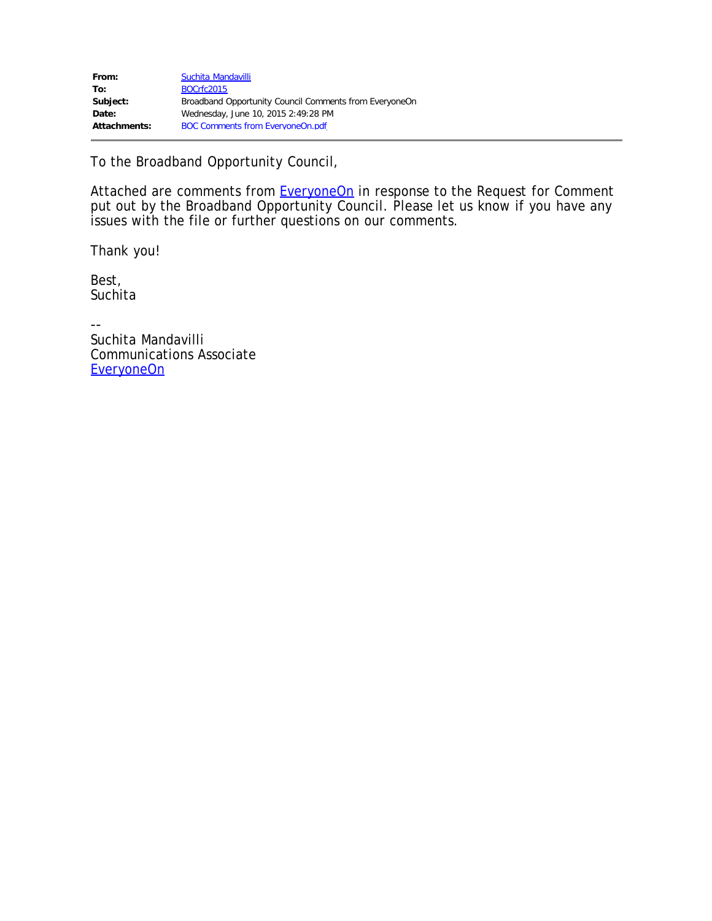| | |
|---|---|
| **From:** | Suchita Mandavilli |
| **To:** | BOCrfc2015 |
| **Subject:** | Broadband Opportunity Council Comments from EveryoneOn |
| **Date:** | Wednesday, June 10, 2015 2:49:28 PM |
| **Attachments:** | BOC Comments from EveryoneOn.pdf |

---

To the Broadband Opportunity Council,

Attached are comments from EveryoneOn in response to the Request for Comment put out by the Broadband Opportunity Council. Please let us know if you have any issues with the file or further questions on our comments.

Thank you!

Best,  
Suchita

--  
Suchita Mandavilli  
Communications Associate  
EveryoneOn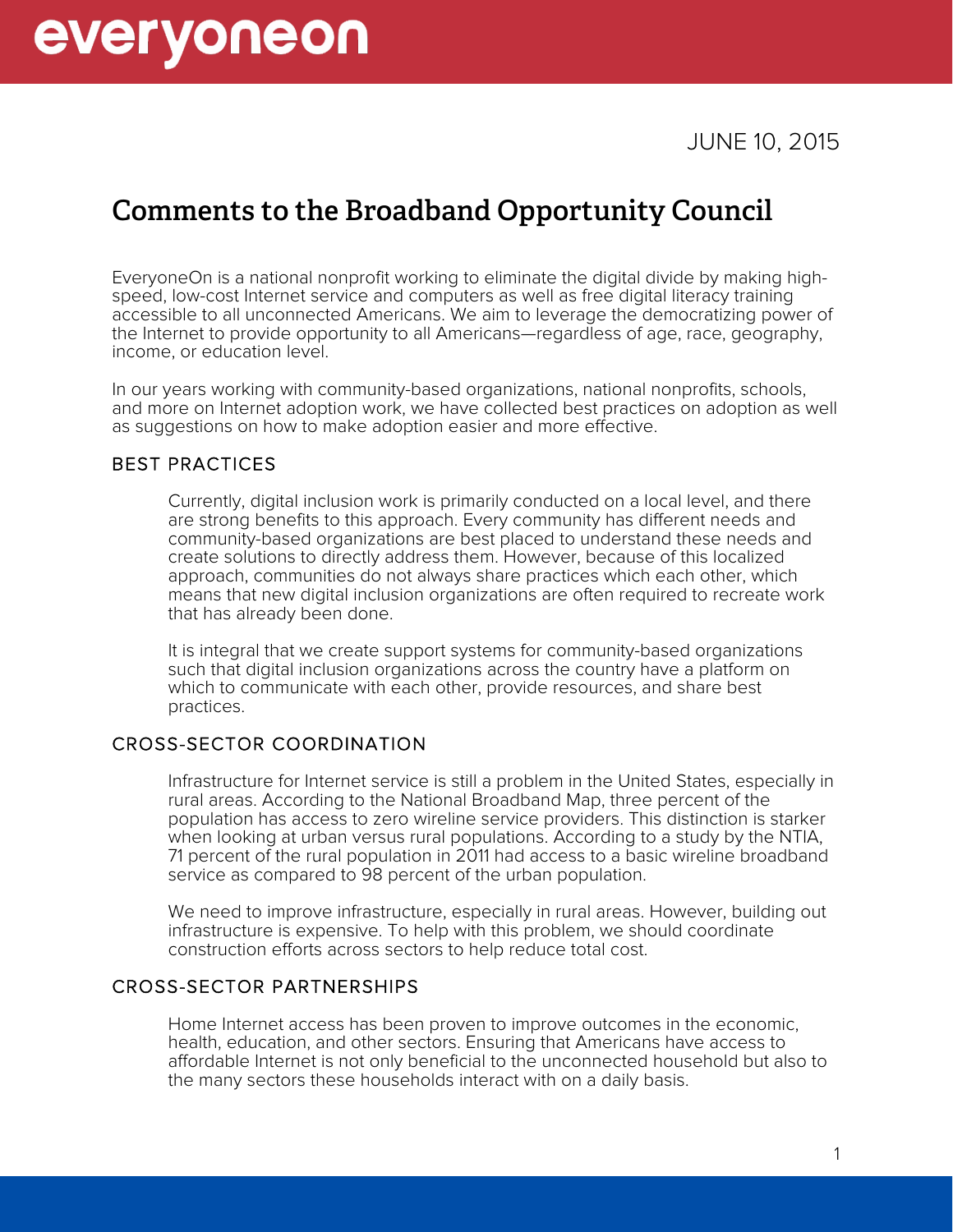JUNE 10, 2015

# Comments to the Broadband Opportunity Council

EveryoneOn is a national nonprofit working to eliminate the digital divide by making high-speed, low-cost Internet service and computers as well as free digital literacy training accessible to all unconnected Americans. We aim to leverage the democratizing power of the Internet to provide opportunity to all Americans—regardless of age, race, geography, income, or education level.

In our years working with community-based organizations, national nonprofits, schools, and more on Internet adoption work, we have collected best practices on adoption as well as suggestions on how to make adoption easier and more effective.

## BEST PRACTICES

Currently, digital inclusion work is primarily conducted on a local level, and there are strong benefits to this approach. Every community has different needs and community-based organizations are best placed to understand these needs and create solutions to directly address them. However, because of this localized approach, communities do not always share practices which each other, which means that new digital inclusion organizations are often required to recreate work that has already been done.

It is integral that we create support systems for community-based organizations such that digital inclusion organizations across the country have a platform on which to communicate with each other, provide resources, and share best practices.

## CROSS-SECTOR COORDINATION

Infrastructure for Internet service is still a problem in the United States, especially in rural areas. According to the National Broadband Map, three percent of the population has access to zero wireline service providers. This distinction is starker when looking at urban versus rural populations. According to a study by the NTIA, 71 percent of the rural population in 2011 had access to a basic wireline broadband service as compared to 98 percent of the urban population.

We need to improve infrastructure, especially in rural areas. However, building out infrastructure is expensive. To help with this problem, we should coordinate construction efforts across sectors to help reduce total cost.

## CROSS-SECTOR PARTNERSHIPS

Home Internet access has been proven to improve outcomes in the economic, health, education, and other sectors. Ensuring that Americans have access to affordable Internet is not only beneficial to the unconnected household but also to the many sectors these households interact with on a daily basis.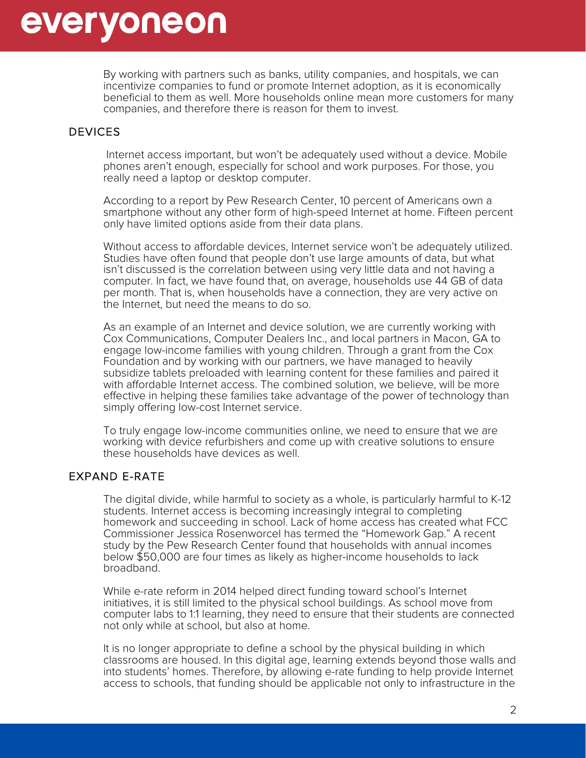By working with partners such as banks, utility companies, and hospitals, we can incentivize companies to fund or promote Internet adoption, as it is economically beneficial to them as well. More households online mean more customers for many companies, and therefore there is reason for them to invest.

## DEVICES

Internet access important, but won't be adequately used without a device. Mobile phones aren't enough, especially for school and work purposes. For those, you really need a laptop or desktop computer.

According to a report by Pew Research Center, 10 percent of Americans own a smartphone without any other form of high-speed Internet at home. Fifteen percent only have limited options aside from their data plans.

Without access to affordable devices, Internet service won't be adequately utilized. Studies have often found that people don't use large amounts of data, but what isn't discussed is the correlation between using very little data and not having a computer. In fact, we have found that, on average, households use 44 GB of data per month. That is, when households have a connection, they are very active on the Internet, but need the means to do so.

As an example of an Internet and device solution, we are currently working with Cox Communications, Computer Dealers Inc., and local partners in Macon, GA to engage low-income families with young children. Through a grant from the Cox Foundation and by working with our partners, we have managed to heavily subsidize tablets preloaded with learning content for these families and paired it with affordable Internet access. The combined solution, we believe, will be more effective in helping these families take advantage of the power of technology than simply offering low-cost Internet service.

To truly engage low-income communities online, we need to ensure that we are working with device refurbishers and come up with creative solutions to ensure these households have devices as well.

## EXPAND E-RATE

The digital divide, while harmful to society as a whole, is particularly harmful to K-12 students. Internet access is becoming increasingly integral to completing homework and succeeding in school. Lack of home access has created what FCC Commissioner Jessica Rosenworcel has termed the "Homework Gap." A recent study by the Pew Research Center found that households with annual incomes below $50,000 are four times as likely as higher-income households to lack broadband.

While e-rate reform in 2014 helped direct funding toward school's Internet initiatives, it is still limited to the physical school buildings. As school move from computer labs to 1:1 learning, they need to ensure that their students are connected not only while at school, but also at home.

It is no longer appropriate to define a school by the physical building in which classrooms are housed. In this digital age, learning extends beyond those walls and into students' homes. Therefore, by allowing e-rate funding to help provide Internet access to schools, that funding should be applicable not only to infrastructure in the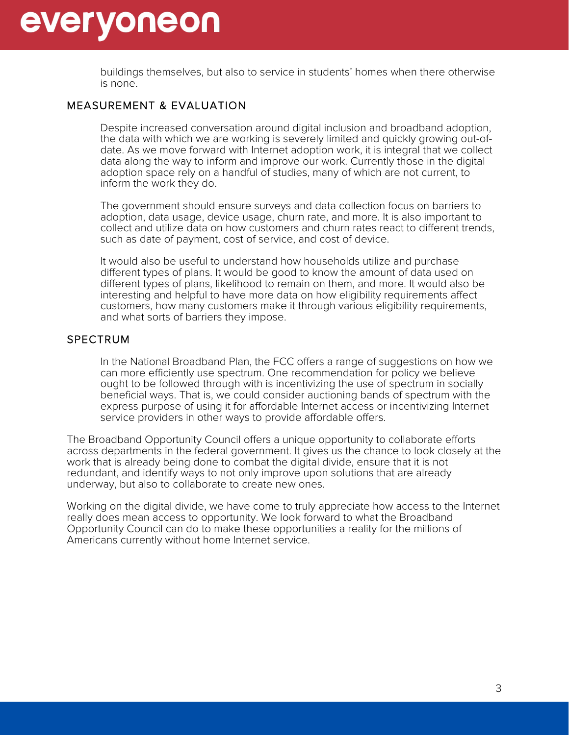buildings themselves, but also to service in students' homes when there otherwise is none.

## MEASUREMENT & EVALUATION

Despite increased conversation around digital inclusion and broadband adoption, the data with which we are working is severely limited and quickly growing out-of-date. As we move forward with Internet adoption work, it is integral that we collect data along the way to inform and improve our work. Currently those in the digital adoption space rely on a handful of studies, many of which are not current, to inform the work they do.

The government should ensure surveys and data collection focus on barriers to adoption, data usage, device usage, churn rate, and more. It is also important to collect and utilize data on how customers and churn rates react to different trends, such as date of payment, cost of service, and cost of device.

It would also be useful to understand how households utilize and purchase different types of plans. It would be good to know the amount of data used on different types of plans, likelihood to remain on them, and more. It would also be interesting and helpful to have more data on how eligibility requirements affect customers, how many customers make it through various eligibility requirements, and what sorts of barriers they impose.

## SPECTRUM

In the National Broadband Plan, the FCC offers a range of suggestions on how we can more efficiently use spectrum. One recommendation for policy we believe ought to be followed through with is incentivizing the use of spectrum in socially beneficial ways. That is, we could consider auctioning bands of spectrum with the express purpose of using it for affordable Internet access or incentivizing Internet service providers in other ways to provide affordable offers.

The Broadband Opportunity Council offers a unique opportunity to collaborate efforts across departments in the federal government. It gives us the chance to look closely at the work that is already being done to combat the digital divide, ensure that it is not redundant, and identify ways to not only improve upon solutions that are already underway, but also to collaborate to create new ones.

Working on the digital divide, we have come to truly appreciate how access to the Internet really does mean access to opportunity. We look forward to what the Broadband Opportunity Council can do to make these opportunities a reality for the millions of Americans currently without home Internet service.